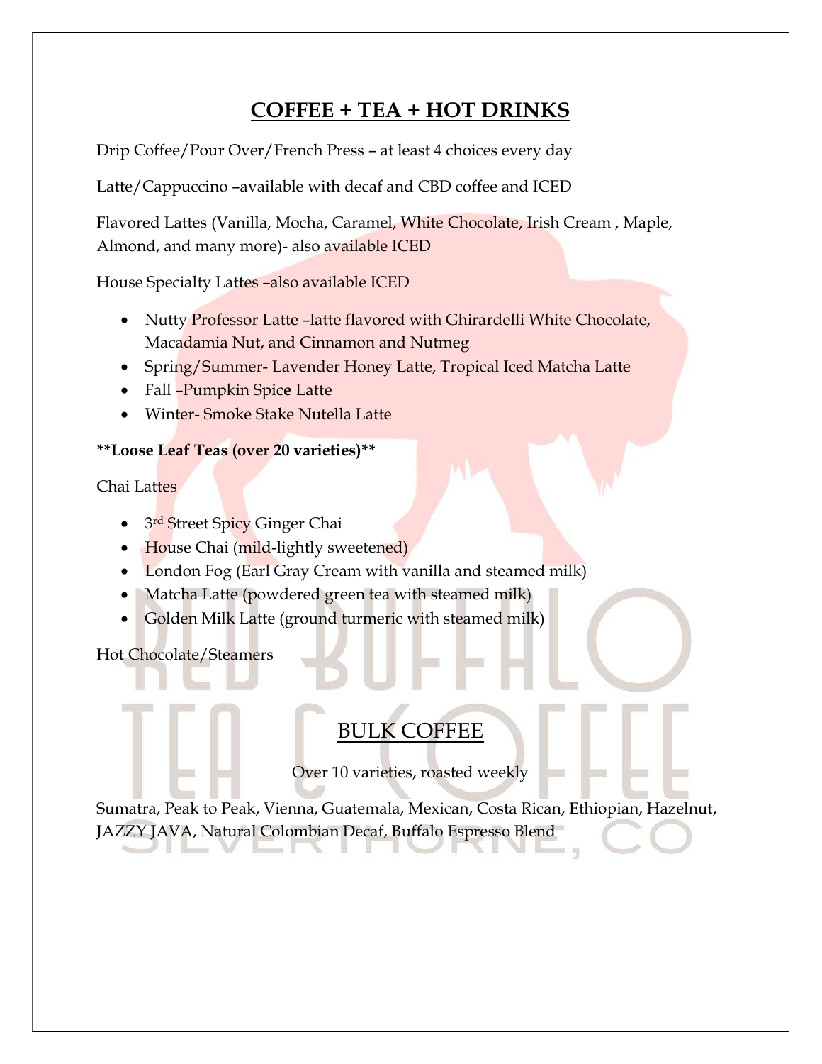# COFFEE + TEA + HOT DRINKS

Drip Coffee/Pour Over/French Press – at least 4 choices every day

Latte/Cappuccino –available with decaf and CBD coffee and ICED

Flavored Lattes (Vanilla, Mocha, Caramel, White Chocolate, Irish Cream , Maple, Almond, and many more)- also available ICED

House Specialty Lattes –also available ICED

- Nutty Professor Latte –latte flavored with Ghirardelli White Chocolate, Macadamia Nut, and Cinnamon and Nutmeg
- Spring/Summer- Lavender Honey Latte, Tropical Iced Matcha Latte
- Fall –Pumpkin Spice Latte
- Winter- Smoke Stake Nutella Latte

**\*\*Loose Leaf Teas (over 20 varieties)\*\***

Chai Lattes

- 3rd Street Spicy Ginger Chai
- House Chai (mild-lightly sweetened)
- London Fog (Earl Gray Cream with vanilla and steamed milk)
- Matcha Latte (powdered green tea with steamed milk)
- Golden Milk Latte (ground turmeric with steamed milk)

Hot Chocolate/Steamers

## BULK COFFEE

Over 10 varieties, roasted weekly

Sumatra, Peak to Peak, Vienna, Guatemala, Mexican, Costa Rican, Ethiopian, Hazelnut, JAZZY JAVA, Natural Colombian Decaf, Buffalo Espresso Blend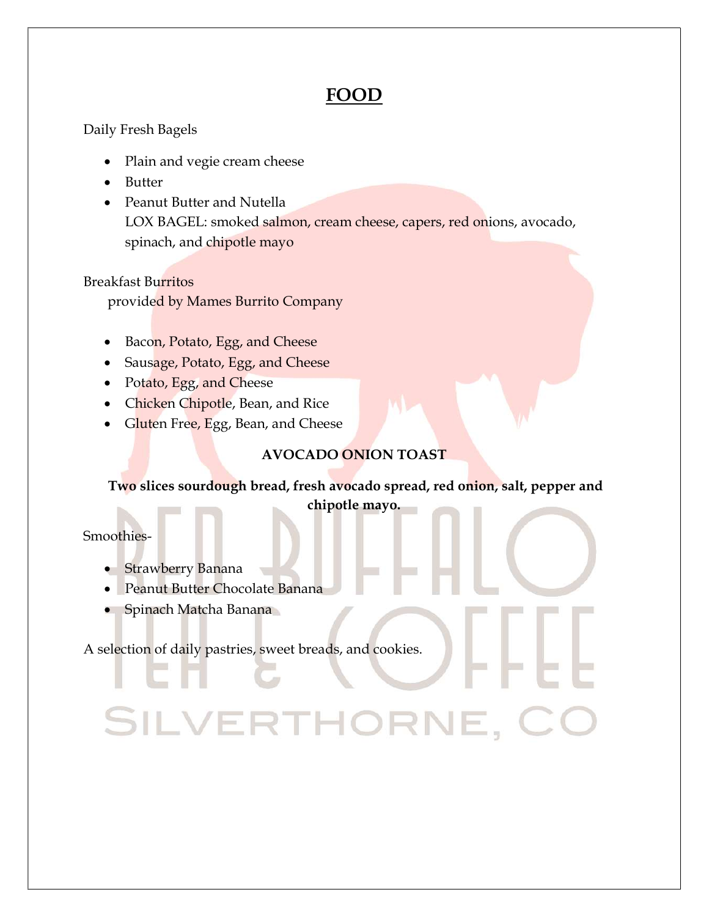# FOOD

Daily Fresh Bagels

- Plain and vegie cream cheese
- Butter
- Peanut Butter and Nutella
  LOX BAGEL: smoked salmon, cream cheese, capers, red onions, avocado, spinach, and chipotle mayo

Breakfast Burritos
provided by Mames Burrito Company

- Bacon, Potato, Egg, and Cheese
- Sausage, Potato, Egg, and Cheese
- Potato, Egg, and Cheese
- Chicken Chipotle, Bean, and Rice
- Gluten Free, Egg, Bean, and Cheese

**AVOCADO ONION TOAST**

**Two slices sourdough bread, fresh avocado spread, red onion, salt, pepper and chipotle mayo.**

Smoothies-

- Strawberry Banana
- Peanut Butter Chocolate Banana
- Spinach Matcha Banana

A selection of daily pastries, sweet breads, and cookies.

RED BUFFALO TEA & COFFEE
SILVERTHORNE, CO